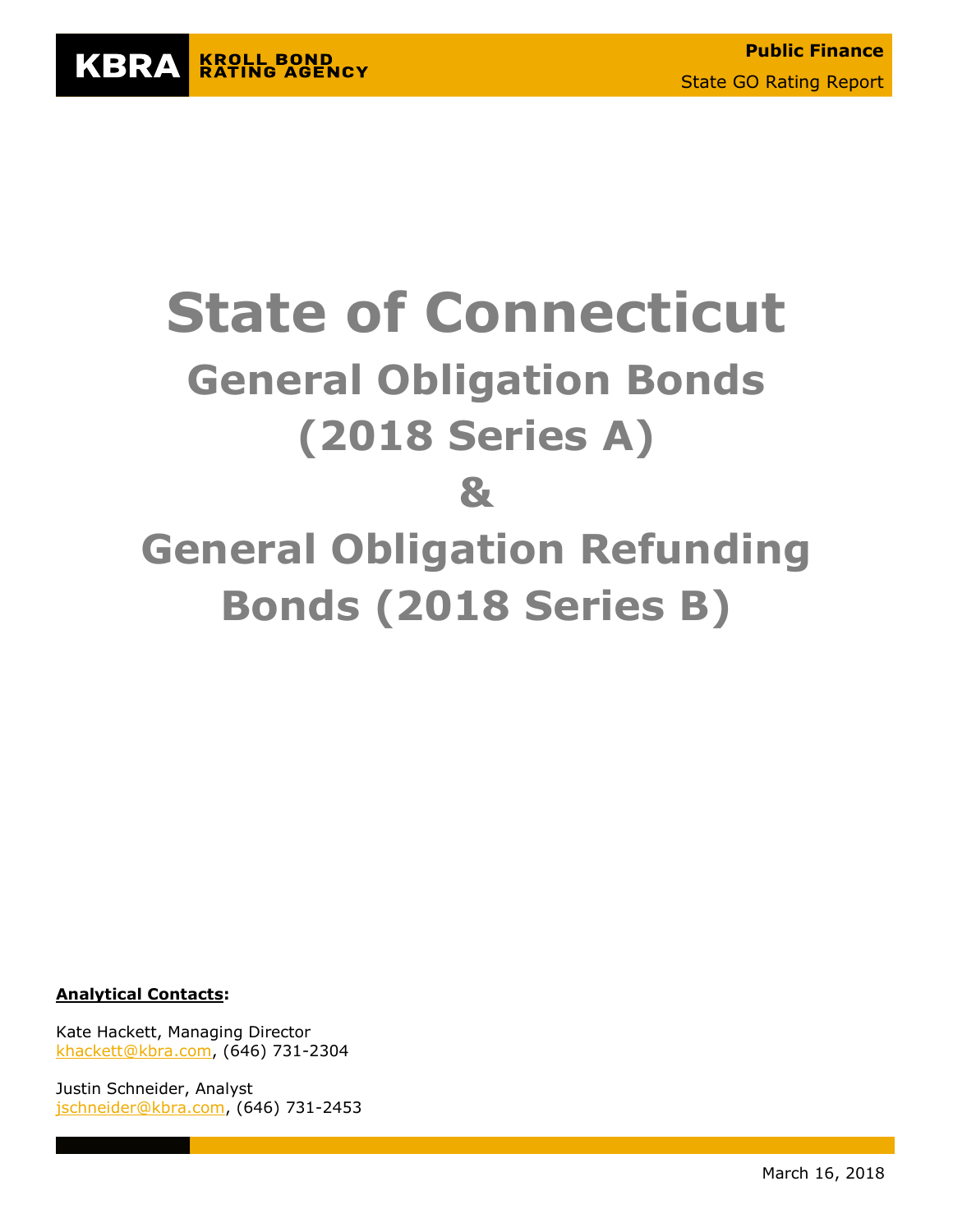KBRA KROLL BOND RATING AGENCY

**Public Finance**

State GO Rating Report

# State of Connecticut

## General Obligation Bonds (2018 Series A)

## &

## General Obligation Refunding Bonds (2018 Series B)

**Analytical Contacts:**

Kate Hackett, Managing Director
khackett@kbra.com, (646) 731-2304

Justin Schneider, Analyst
jschneider@kbra.com, (646) 731-2453

March 16, 2018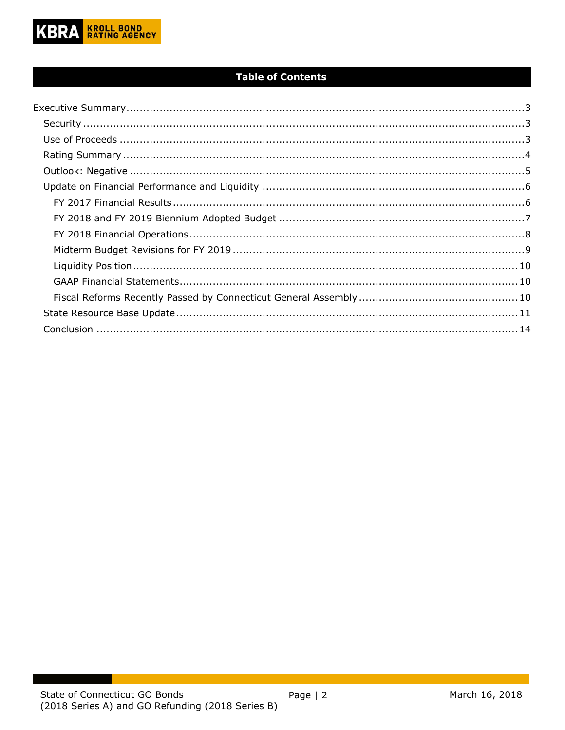## Table of Contents

- Executive Summary ....................................................................................................... 3
  - Security ....................................................................................................... 3
  - Use of Proceeds ....................................................................................................... 3
  - Rating Summary ....................................................................................................... 4
  - Outlook: Negative ....................................................................................................... 5
  - Update on Financial Performance and Liquidity ....................................................................................................... 6
    - FY 2017 Financial Results ....................................................................................................... 6
    - FY 2018 and FY 2019 Biennium Adopted Budget ....................................................................................................... 7
    - FY 2018 Financial Operations ....................................................................................................... 8
    - Midterm Budget Revisions for FY 2019 ....................................................................................................... 9
    - Liquidity Position ....................................................................................................... 10
    - GAAP Financial Statements ....................................................................................................... 10
    - Fiscal Reforms Recently Passed by Connecticut General Assembly ....................................................................................................... 10
  - State Resource Base Update ....................................................................................................... 11
  - Conclusion ....................................................................................................... 14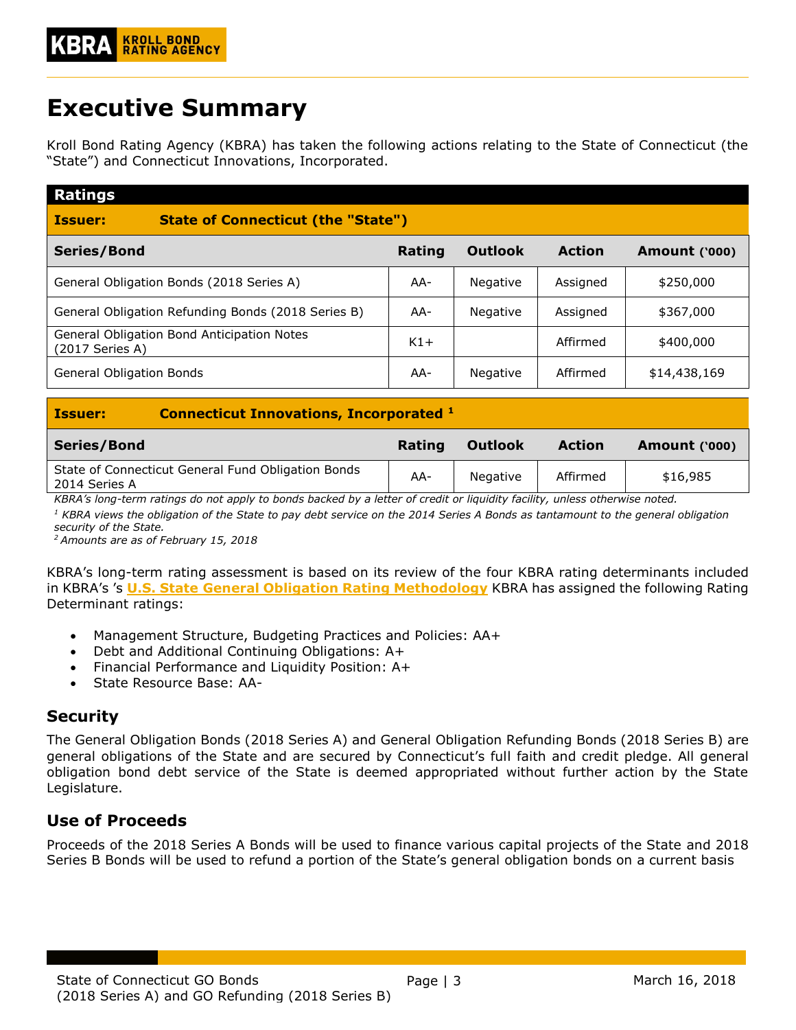# Executive Summary

Kroll Bond Rating Agency (KBRA) has taken the following actions relating to the State of Connecticut (the "State") and Connecticut Innovations, Incorporated.

**Ratings**

**Issuer: State of Connecticut (the "State")**

| Series/Bond | Rating | Outlook | Action | Amount ('000) |
|---|---|---|---|---|
| General Obligation Bonds (2018 Series A) | AA- | Negative | Assigned | $250,000 |
| General Obligation Refunding Bonds (2018 Series B) | AA- | Negative | Assigned | $367,000 |
| General Obligation Bond Anticipation Notes (2017 Series A) | K1+ | | Affirmed | $400,000 |
| General Obligation Bonds | AA- | Negative | Affirmed | $14,438,169 |

**Issuer: Connecticut Innovations, Incorporated [1]**

| Series/Bond | Rating | Outlook | Action | Amount ('000) |
|---|---|---|---|---|
| State of Connecticut General Fund Obligation Bonds 2014 Series A | AA- | Negative | Affirmed | $16,985 |

*KBRA's long-term ratings do not apply to bonds backed by a letter of credit or liquidity facility, unless otherwise noted.*

*[1] KBRA views the obligation of the State to pay debt service on the 2014 Series A Bonds as tantamount to the general obligation security of the State.*

*[2] Amounts are as of February 15, 2018*

KBRA's long-term rating assessment is based on its review of the four KBRA rating determinants included in KBRA's 's **U.S. State General Obligation Rating Methodology** KBRA has assigned the following Rating Determinant ratings:

- Management Structure, Budgeting Practices and Policies: AA+
- Debt and Additional Continuing Obligations: A+
- Financial Performance and Liquidity Position: A+
- State Resource Base: AA-

## Security

The General Obligation Bonds (2018 Series A) and General Obligation Refunding Bonds (2018 Series B) are general obligations of the State and are secured by Connecticut's full faith and credit pledge. All general obligation bond debt service of the State is deemed appropriated without further action by the State Legislature.

## Use of Proceeds

Proceeds of the 2018 Series A Bonds will be used to finance various capital projects of the State and 2018 Series B Bonds will be used to refund a portion of the State's general obligation bonds on a current basis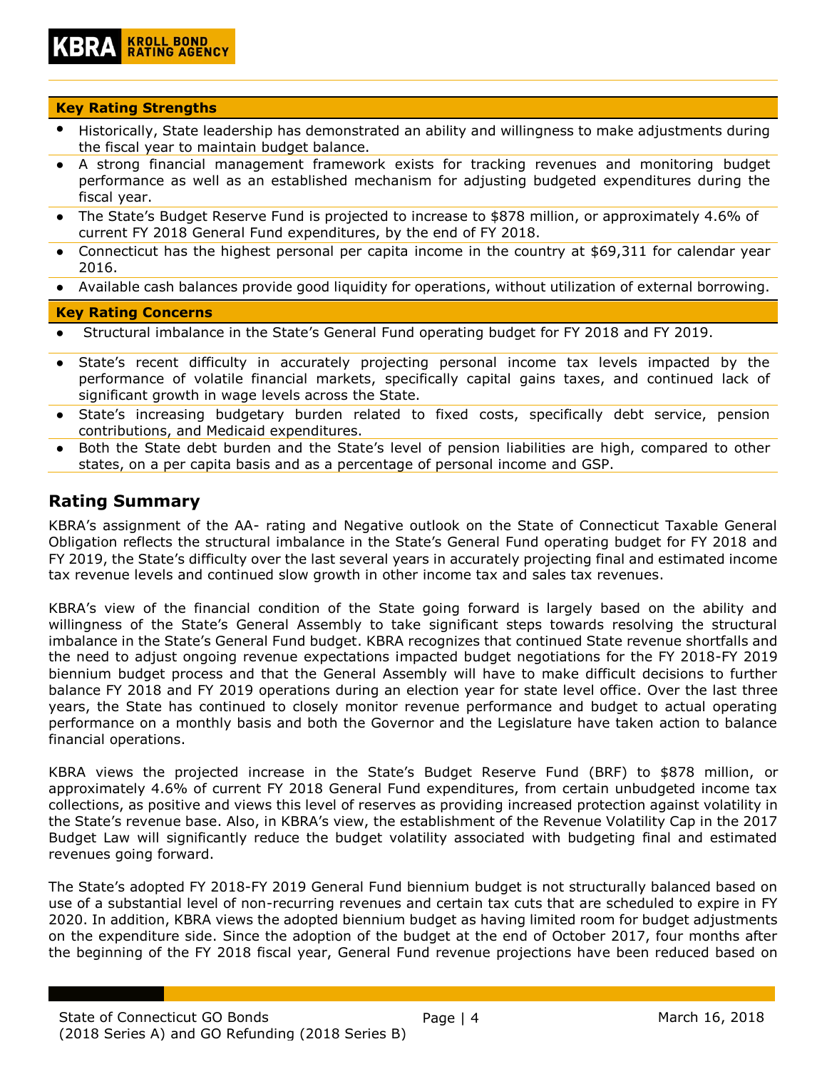**Key Rating Strengths**

- Historically, State leadership has demonstrated an ability and willingness to make adjustments during the fiscal year to maintain budget balance.
- A strong financial management framework exists for tracking revenues and monitoring budget performance as well as an established mechanism for adjusting budgeted expenditures during the fiscal year.
- The State's Budget Reserve Fund is projected to increase to $878 million, or approximately 4.6% of current FY 2018 General Fund expenditures, by the end of FY 2018.
- Connecticut has the highest personal per capita income in the country at $69,311 for calendar year 2016.
- Available cash balances provide good liquidity for operations, without utilization of external borrowing.

**Key Rating Concerns**

- Structural imbalance in the State's General Fund operating budget for FY 2018 and FY 2019.
- State's recent difficulty in accurately projecting personal income tax levels impacted by the performance of volatile financial markets, specifically capital gains taxes, and continued lack of significant growth in wage levels across the State.
- State's increasing budgetary burden related to fixed costs, specifically debt service, pension contributions, and Medicaid expenditures.
- Both the State debt burden and the State's level of pension liabilities are high, compared to other states, on a per capita basis and as a percentage of personal income and GSP.

## Rating Summary

KBRA's assignment of the AA- rating and Negative outlook on the State of Connecticut Taxable General Obligation reflects the structural imbalance in the State's General Fund operating budget for FY 2018 and FY 2019, the State's difficulty over the last several years in accurately projecting final and estimated income tax revenue levels and continued slow growth in other income tax and sales tax revenues.

KBRA's view of the financial condition of the State going forward is largely based on the ability and willingness of the State's General Assembly to take significant steps towards resolving the structural imbalance in the State's General Fund budget. KBRA recognizes that continued State revenue shortfalls and the need to adjust ongoing revenue expectations impacted budget negotiations for the FY 2018-FY 2019 biennium budget process and that the General Assembly will have to make difficult decisions to further balance FY 2018 and FY 2019 operations during an election year for state level office. Over the last three years, the State has continued to closely monitor revenue performance and budget to actual operating performance on a monthly basis and both the Governor and the Legislature have taken action to balance financial operations.

KBRA views the projected increase in the State's Budget Reserve Fund (BRF) to $878 million, or approximately 4.6% of current FY 2018 General Fund expenditures, from certain unbudgeted income tax collections, as positive and views this level of reserves as providing increased protection against volatility in the State's revenue base. Also, in KBRA's view, the establishment of the Revenue Volatility Cap in the 2017 Budget Law will significantly reduce the budget volatility associated with budgeting final and estimated revenues going forward.

The State's adopted FY 2018-FY 2019 General Fund biennium budget is not structurally balanced based on use of a substantial level of non-recurring revenues and certain tax cuts that are scheduled to expire in FY 2020. In addition, KBRA views the adopted biennium budget as having limited room for budget adjustments on the expenditure side. Since the adoption of the budget at the end of October 2017, four months after the beginning of the FY 2018 fiscal year, General Fund revenue projections have been reduced based on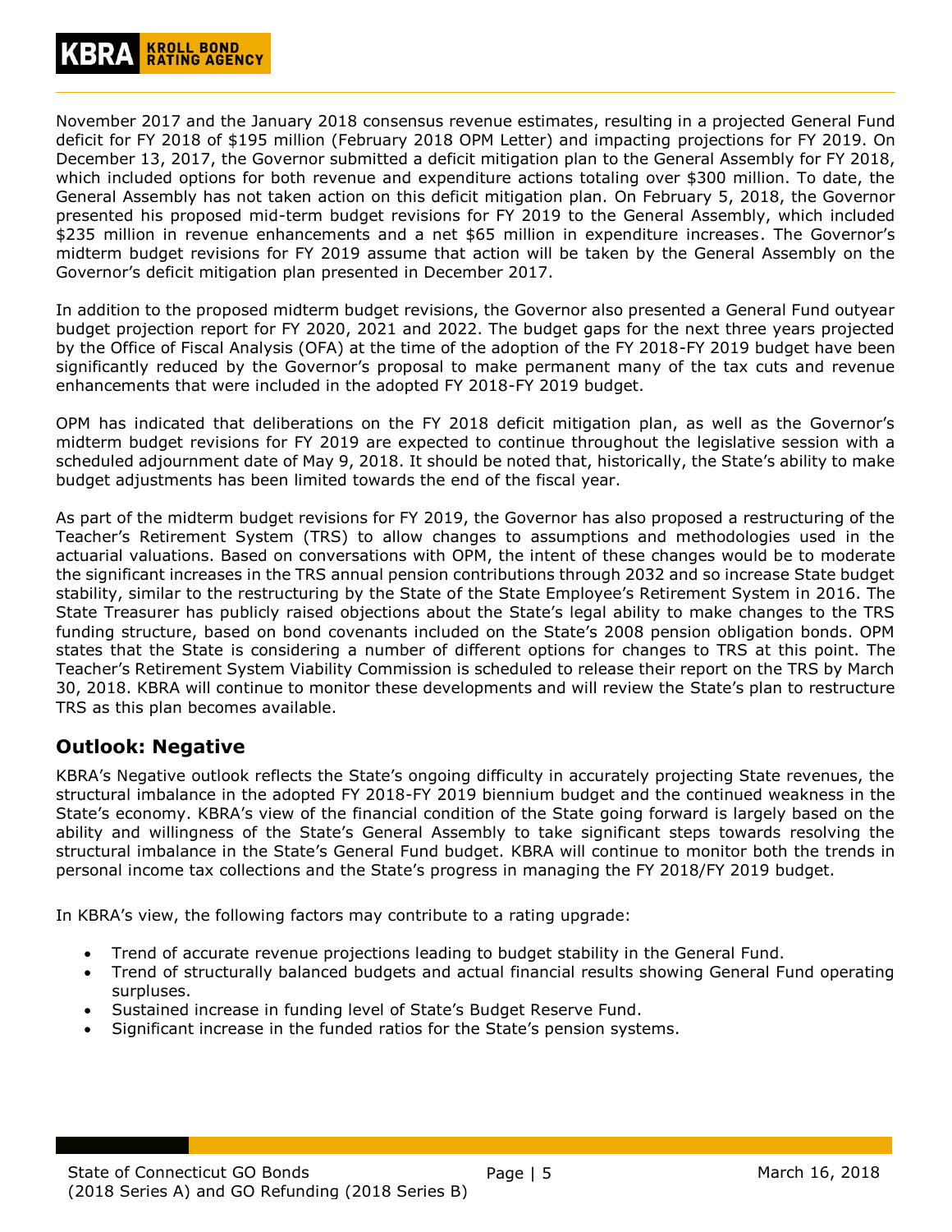November 2017 and the January 2018 consensus revenue estimates, resulting in a projected General Fund deficit for FY 2018 of $195 million (February 2018 OPM Letter) and impacting projections for FY 2019. On December 13, 2017, the Governor submitted a deficit mitigation plan to the General Assembly for FY 2018, which included options for both revenue and expenditure actions totaling over $300 million. To date, the General Assembly has not taken action on this deficit mitigation plan. On February 5, 2018, the Governor presented his proposed mid-term budget revisions for FY 2019 to the General Assembly, which included $235 million in revenue enhancements and a net $65 million in expenditure increases. The Governor's midterm budget revisions for FY 2019 assume that action will be taken by the General Assembly on the Governor's deficit mitigation plan presented in December 2017.

In addition to the proposed midterm budget revisions, the Governor also presented a General Fund outyear budget projection report for FY 2020, 2021 and 2022. The budget gaps for the next three years projected by the Office of Fiscal Analysis (OFA) at the time of the adoption of the FY 2018-FY 2019 budget have been significantly reduced by the Governor's proposal to make permanent many of the tax cuts and revenue enhancements that were included in the adopted FY 2018-FY 2019 budget.

OPM has indicated that deliberations on the FY 2018 deficit mitigation plan, as well as the Governor's midterm budget revisions for FY 2019 are expected to continue throughout the legislative session with a scheduled adjournment date of May 9, 2018. It should be noted that, historically, the State's ability to make budget adjustments has been limited towards the end of the fiscal year.

As part of the midterm budget revisions for FY 2019, the Governor has also proposed a restructuring of the Teacher's Retirement System (TRS) to allow changes to assumptions and methodologies used in the actuarial valuations. Based on conversations with OPM, the intent of these changes would be to moderate the significant increases in the TRS annual pension contributions through 2032 and so increase State budget stability, similar to the restructuring by the State of the State Employee's Retirement System in 2016. The State Treasurer has publicly raised objections about the State's legal ability to make changes to the TRS funding structure, based on bond covenants included on the State's 2008 pension obligation bonds. OPM states that the State is considering a number of different options for changes to TRS at this point. The Teacher's Retirement System Viability Commission is scheduled to release their report on the TRS by March 30, 2018. KBRA will continue to monitor these developments and will review the State's plan to restructure TRS as this plan becomes available.

## Outlook: Negative

KBRA's Negative outlook reflects the State's ongoing difficulty in accurately projecting State revenues, the structural imbalance in the adopted FY 2018-FY 2019 biennium budget and the continued weakness in the State's economy. KBRA's view of the financial condition of the State going forward is largely based on the ability and willingness of the State's General Assembly to take significant steps towards resolving the structural imbalance in the State's General Fund budget. KBRA will continue to monitor both the trends in personal income tax collections and the State's progress in managing the FY 2018/FY 2019 budget.

In KBRA's view, the following factors may contribute to a rating upgrade:

- Trend of accurate revenue projections leading to budget stability in the General Fund.
- Trend of structurally balanced budgets and actual financial results showing General Fund operating surpluses.
- Sustained increase in funding level of State's Budget Reserve Fund.
- Significant increase in the funded ratios for the State's pension systems.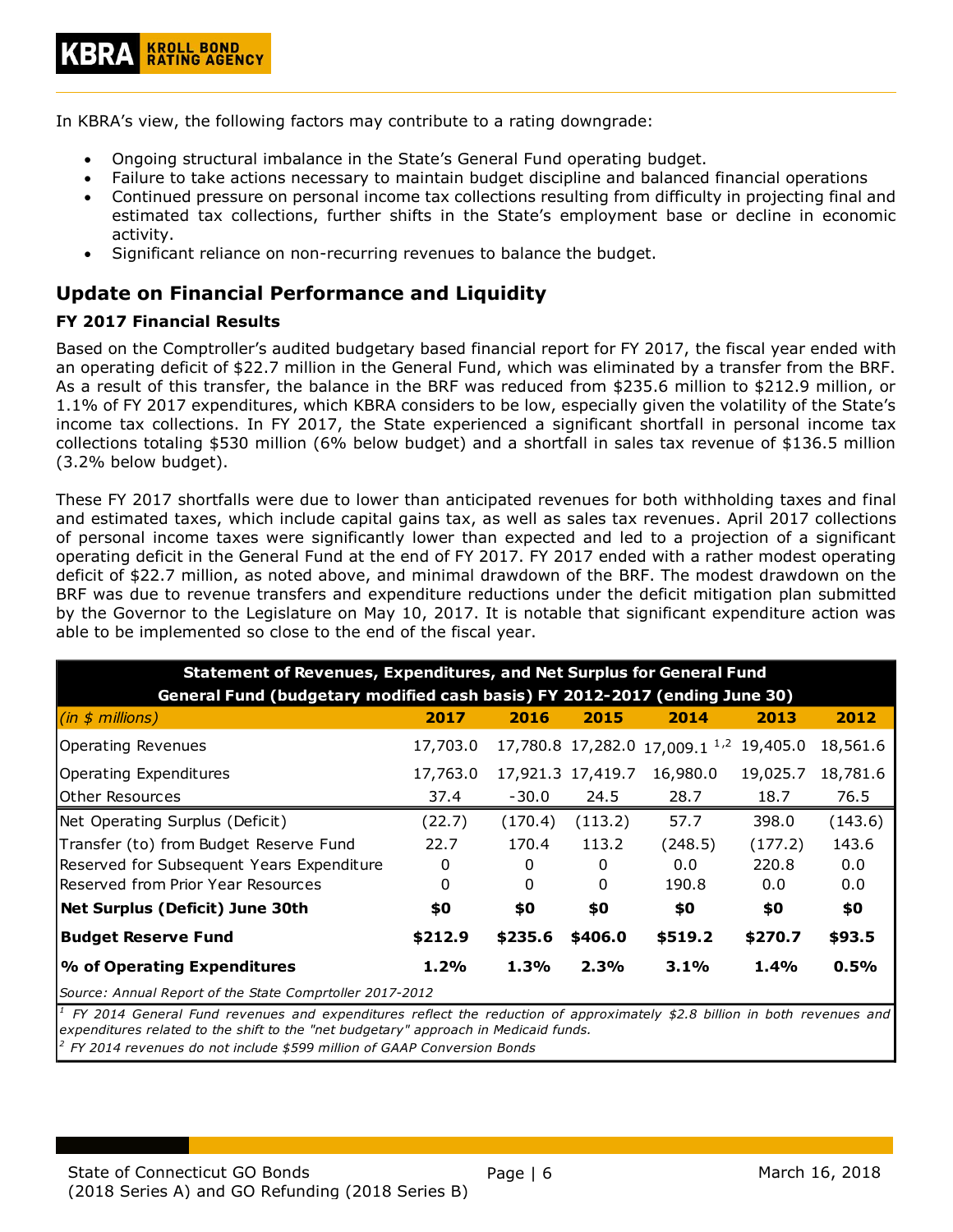In KBRA's view, the following factors may contribute to a rating downgrade:

- Ongoing structural imbalance in the State's General Fund operating budget.
- Failure to take actions necessary to maintain budget discipline and balanced financial operations
- Continued pressure on personal income tax collections resulting from difficulty in projecting final and estimated tax collections, further shifts in the State's employment base or decline in economic activity.
- Significant reliance on non-recurring revenues to balance the budget.

## Update on Financial Performance and Liquidity

### FY 2017 Financial Results

Based on the Comptroller's audited budgetary based financial report for FY 2017, the fiscal year ended with an operating deficit of $22.7 million in the General Fund, which was eliminated by a transfer from the BRF. As a result of this transfer, the balance in the BRF was reduced from $235.6 million to $212.9 million, or 1.1% of FY 2017 expenditures, which KBRA considers to be low, especially given the volatility of the State's income tax collections. In FY 2017, the State experienced a significant shortfall in personal income tax collections totaling $530 million (6% below budget) and a shortfall in sales tax revenue of $136.5 million (3.2% below budget).

These FY 2017 shortfalls were due to lower than anticipated revenues for both withholding taxes and final and estimated taxes, which include capital gains tax, as well as sales tax revenues. April 2017 collections of personal income taxes were significantly lower than expected and led to a projection of a significant operating deficit in the General Fund at the end of FY 2017. FY 2017 ended with a rather modest operating deficit of $22.7 million, as noted above, and minimal drawdown of the BRF. The modest drawdown on the BRF was due to revenue transfers and expenditure reductions under the deficit mitigation plan submitted by the Governor to the Legislature on May 10, 2017. It is notable that significant expenditure action was able to be implemented so close to the end of the fiscal year.

**Statement of Revenues, Expenditures, and Net Surplus for General Fund**
**General Fund (budgetary modified cash basis) FY 2012-2017 (ending June 30)**

| *(in $ millions)* | 2017 | 2016 | 2015 | 2014 | 2013 | 2012 |
|---|---|---|---|---|---|---|
| Operating Revenues | 17,703.0 | 17,780.8 | 17,282.0 | 17,009.1 [1,2] | 19,405.0 | 18,561.6 |
| Operating Expenditures | 17,763.0 | 17,921.3 | 17,419.7 | 16,980.0 | 19,025.7 | 18,781.6 |
| Other Resources | 37.4 | -30.0 | 24.5 | 28.7 | 18.7 | 76.5 |
| Net Operating Surplus (Deficit) | (22.7) | (170.4) | (113.2) | 57.7 | 398.0 | (143.6) |
| Transfer (to) from Budget Reserve Fund | 22.7 | 170.4 | 113.2 | (248.5) | (177.2) | 143.6 |
| Reserved for Subsequent Years Expenditure | 0 | 0 | 0 | 0.0 | 220.8 | 0.0 |
| Reserved from Prior Year Resources | 0 | 0 | 0 | 190.8 | 0.0 | 0.0 |
| **Net Surplus (Deficit) June 30th** | **$0** | **$0** | **$0** | **$0** | **$0** | **$0** |
| **Budget Reserve Fund** | **$212.9** | **$235.6** | **$406.0** | **$519.2** | **$270.7** | **$93.5** |
| **% of Operating Expenditures** | **1.2%** | **1.3%** | **2.3%** | **3.1%** | **1.4%** | **0.5%** |

*Source: Annual Report of the State Comprtoller 2017-2012*

*[1] FY 2014 General Fund revenues and expenditures reflect the reduction of approximately $2.8 billion in both revenues and expenditures related to the shift to the "net budgetary" approach in Medicaid funds.*
*[2] FY 2014 revenues do not include $599 million of GAAP Conversion Bonds*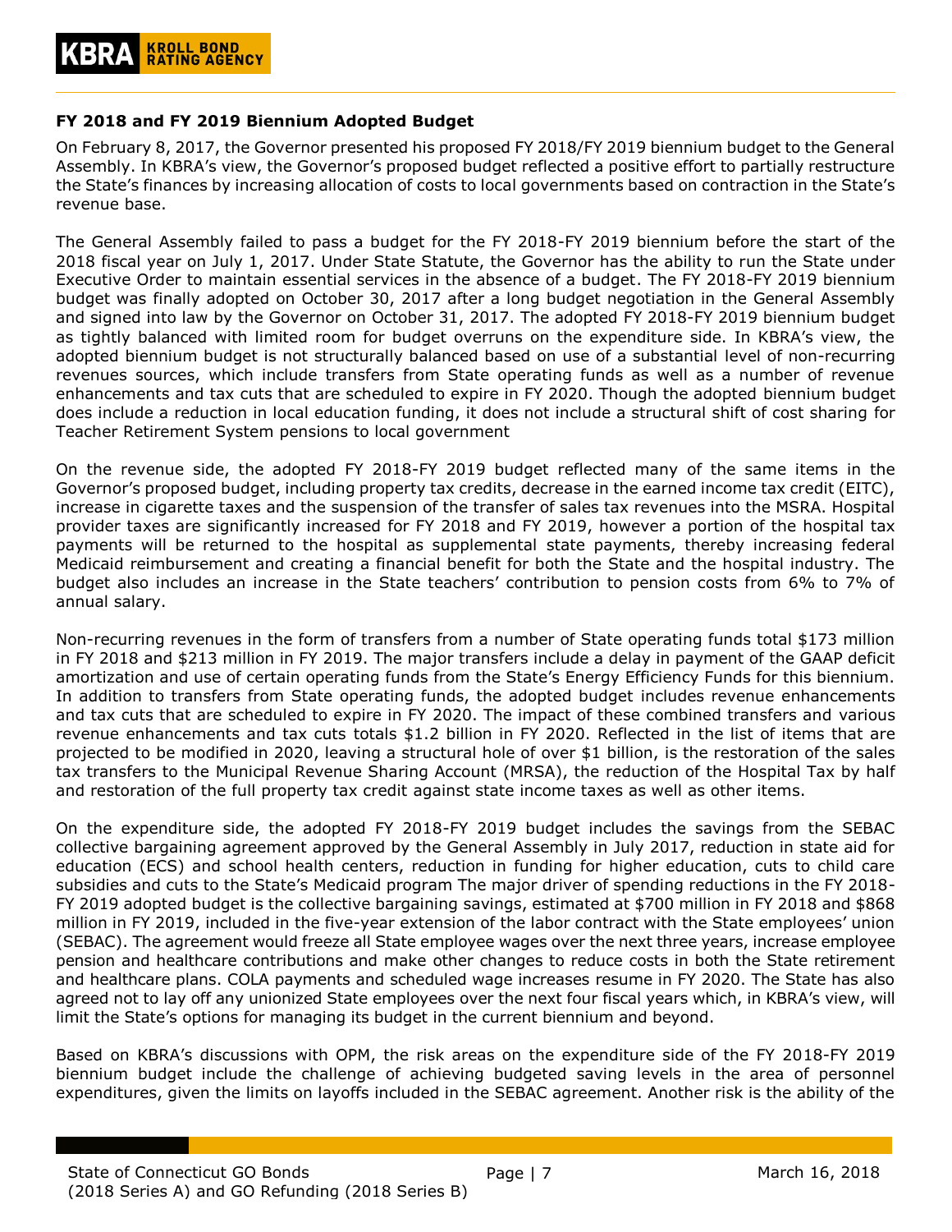**FY 2018 and FY 2019 Biennium Adopted Budget**

On February 8, 2017, the Governor presented his proposed FY 2018/FY 2019 biennium budget to the General Assembly. In KBRA's view, the Governor's proposed budget reflected a positive effort to partially restructure the State's finances by increasing allocation of costs to local governments based on contraction in the State's revenue base.

The General Assembly failed to pass a budget for the FY 2018-FY 2019 biennium before the start of the 2018 fiscal year on July 1, 2017. Under State Statute, the Governor has the ability to run the State under Executive Order to maintain essential services in the absence of a budget. The FY 2018-FY 2019 biennium budget was finally adopted on October 30, 2017 after a long budget negotiation in the General Assembly and signed into law by the Governor on October 31, 2017. The adopted FY 2018-FY 2019 biennium budget as tightly balanced with limited room for budget overruns on the expenditure side. In KBRA's view, the adopted biennium budget is not structurally balanced based on use of a substantial level of non-recurring revenues sources, which include transfers from State operating funds as well as a number of revenue enhancements and tax cuts that are scheduled to expire in FY 2020. Though the adopted biennium budget does include a reduction in local education funding, it does not include a structural shift of cost sharing for Teacher Retirement System pensions to local government

On the revenue side, the adopted FY 2018-FY 2019 budget reflected many of the same items in the Governor's proposed budget, including property tax credits, decrease in the earned income tax credit (EITC), increase in cigarette taxes and the suspension of the transfer of sales tax revenues into the MSRA. Hospital provider taxes are significantly increased for FY 2018 and FY 2019, however a portion of the hospital tax payments will be returned to the hospital as supplemental state payments, thereby increasing federal Medicaid reimbursement and creating a financial benefit for both the State and the hospital industry. The budget also includes an increase in the State teachers' contribution to pension costs from 6% to 7% of annual salary.

Non-recurring revenues in the form of transfers from a number of State operating funds total $173 million in FY 2018 and $213 million in FY 2019. The major transfers include a delay in payment of the GAAP deficit amortization and use of certain operating funds from the State's Energy Efficiency Funds for this biennium. In addition to transfers from State operating funds, the adopted budget includes revenue enhancements and tax cuts that are scheduled to expire in FY 2020. The impact of these combined transfers and various revenue enhancements and tax cuts totals $1.2 billion in FY 2020. Reflected in the list of items that are projected to be modified in 2020, leaving a structural hole of over $1 billion, is the restoration of the sales tax transfers to the Municipal Revenue Sharing Account (MRSA), the reduction of the Hospital Tax by half and restoration of the full property tax credit against state income taxes as well as other items.

On the expenditure side, the adopted FY 2018-FY 2019 budget includes the savings from the SEBAC collective bargaining agreement approved by the General Assembly in July 2017, reduction in state aid for education (ECS) and school health centers, reduction in funding for higher education, cuts to child care subsidies and cuts to the State's Medicaid program The major driver of spending reductions in the FY 2018-FY 2019 adopted budget is the collective bargaining savings, estimated at $700 million in FY 2018 and $868 million in FY 2019, included in the five-year extension of the labor contract with the State employees' union (SEBAC). The agreement would freeze all State employee wages over the next three years, increase employee pension and healthcare contributions and make other changes to reduce costs in both the State retirement and healthcare plans. COLA payments and scheduled wage increases resume in FY 2020. The State has also agreed not to lay off any unionized State employees over the next four fiscal years which, in KBRA's view, will limit the State's options for managing its budget in the current biennium and beyond.

Based on KBRA's discussions with OPM, the risk areas on the expenditure side of the FY 2018-FY 2019 biennium budget include the challenge of achieving budgeted saving levels in the area of personnel expenditures, given the limits on layoffs included in the SEBAC agreement. Another risk is the ability of the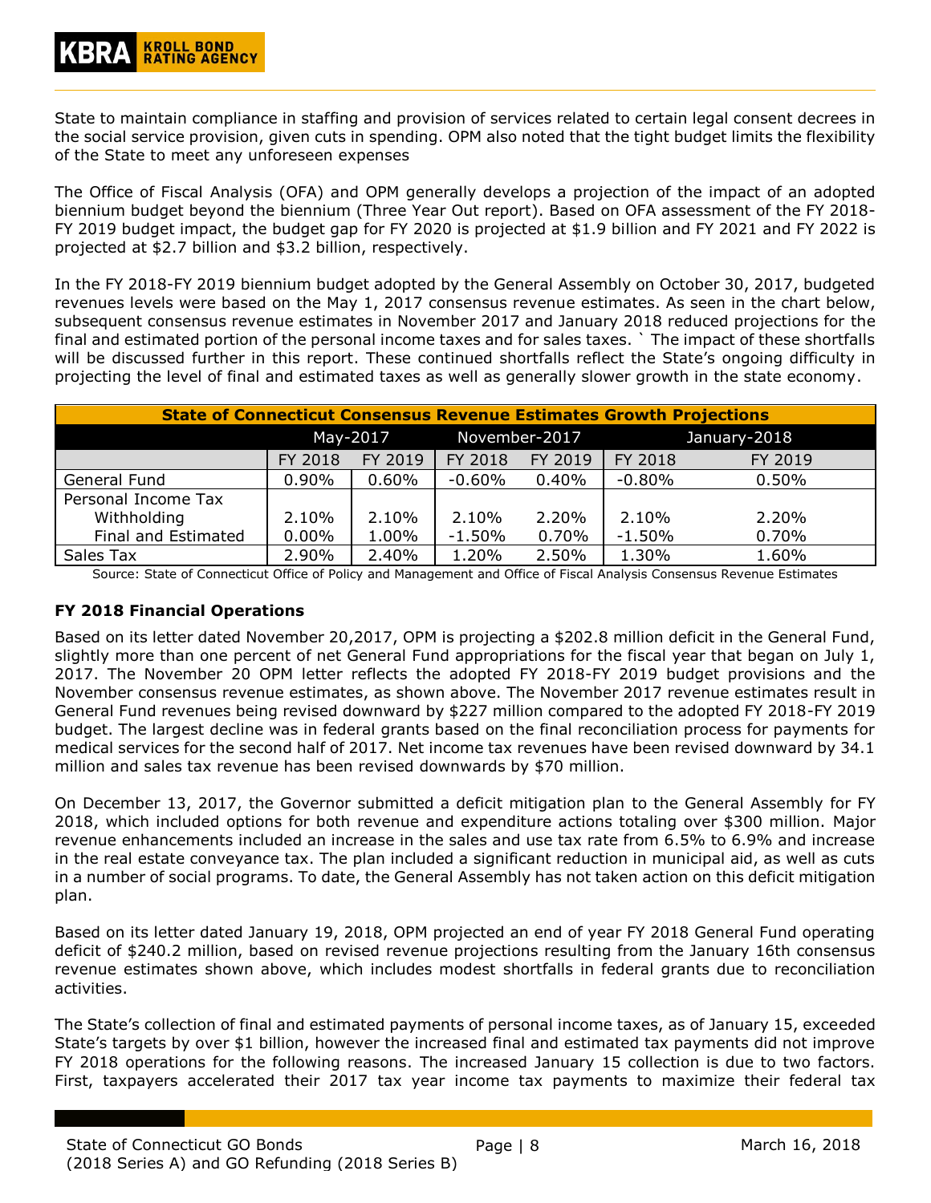State to maintain compliance in staffing and provision of services related to certain legal consent decrees in the social service provision, given cuts in spending. OPM also noted that the tight budget limits the flexibility of the State to meet any unforeseen expenses

The Office of Fiscal Analysis (OFA) and OPM generally develops a projection of the impact of an adopted biennium budget beyond the biennium (Three Year Out report). Based on OFA assessment of the FY 2018-FY 2019 budget impact, the budget gap for FY 2020 is projected at $1.9 billion and FY 2021 and FY 2022 is projected at $2.7 billion and $3.2 billion, respectively.

In the FY 2018-FY 2019 biennium budget adopted by the General Assembly on October 30, 2017, budgeted revenues levels were based on the May 1, 2017 consensus revenue estimates. As seen in the chart below, subsequent consensus revenue estimates in November 2017 and January 2018 reduced projections for the final and estimated portion of the personal income taxes and for sales taxes. ` The impact of these shortfalls will be discussed further in this report. These continued shortfalls reflect the State's ongoing difficulty in projecting the level of final and estimated taxes as well as generally slower growth in the state economy.

| State of Connecticut Consensus Revenue Estimates Growth Projections | | | | | | |
|---|---|---|---|---|---|---|
| | May-2017 | | November-2017 | | January-2018 | |
| | FY 2018 | FY 2019 | FY 2018 | FY 2019 | FY 2018 | FY 2019 |
| General Fund | 0.90% | 0.60% | -0.60% | 0.40% | -0.80% | 0.50% |
| Personal Income Tax | | | | | | |
| Withholding | 2.10% | 2.10% | 2.10% | 2.20% | 2.10% | 2.20% |
| Final and Estimated | 0.00% | 1.00% | -1.50% | 0.70% | -1.50% | 0.70% |
| Sales Tax | 2.90% | 2.40% | 1.20% | 2.50% | 1.30% | 1.60% |

Source: State of Connecticut Office of Policy and Management and Office of Fiscal Analysis Consensus Revenue Estimates

**FY 2018 Financial Operations**

Based on its letter dated November 20,2017, OPM is projecting a $202.8 million deficit in the General Fund, slightly more than one percent of net General Fund appropriations for the fiscal year that began on July 1, 2017. The November 20 OPM letter reflects the adopted FY 2018-FY 2019 budget provisions and the November consensus revenue estimates, as shown above. The November 2017 revenue estimates result in General Fund revenues being revised downward by $227 million compared to the adopted FY 2018-FY 2019 budget. The largest decline was in federal grants based on the final reconciliation process for payments for medical services for the second half of 2017. Net income tax revenues have been revised downward by 34.1 million and sales tax revenue has been revised downwards by $70 million.

On December 13, 2017, the Governor submitted a deficit mitigation plan to the General Assembly for FY 2018, which included options for both revenue and expenditure actions totaling over $300 million. Major revenue enhancements included an increase in the sales and use tax rate from 6.5% to 6.9% and increase in the real estate conveyance tax. The plan included a significant reduction in municipal aid, as well as cuts in a number of social programs. To date, the General Assembly has not taken action on this deficit mitigation plan.

Based on its letter dated January 19, 2018, OPM projected an end of year FY 2018 General Fund operating deficit of $240.2 million, based on revised revenue projections resulting from the January 16th consensus revenue estimates shown above, which includes modest shortfalls in federal grants due to reconciliation activities.

The State's collection of final and estimated payments of personal income taxes, as of January 15, exceeded State's targets by over $1 billion, however the increased final and estimated tax payments did not improve FY 2018 operations for the following reasons. The increased January 15 collection is due to two factors. First, taxpayers accelerated their 2017 tax year income tax payments to maximize their federal tax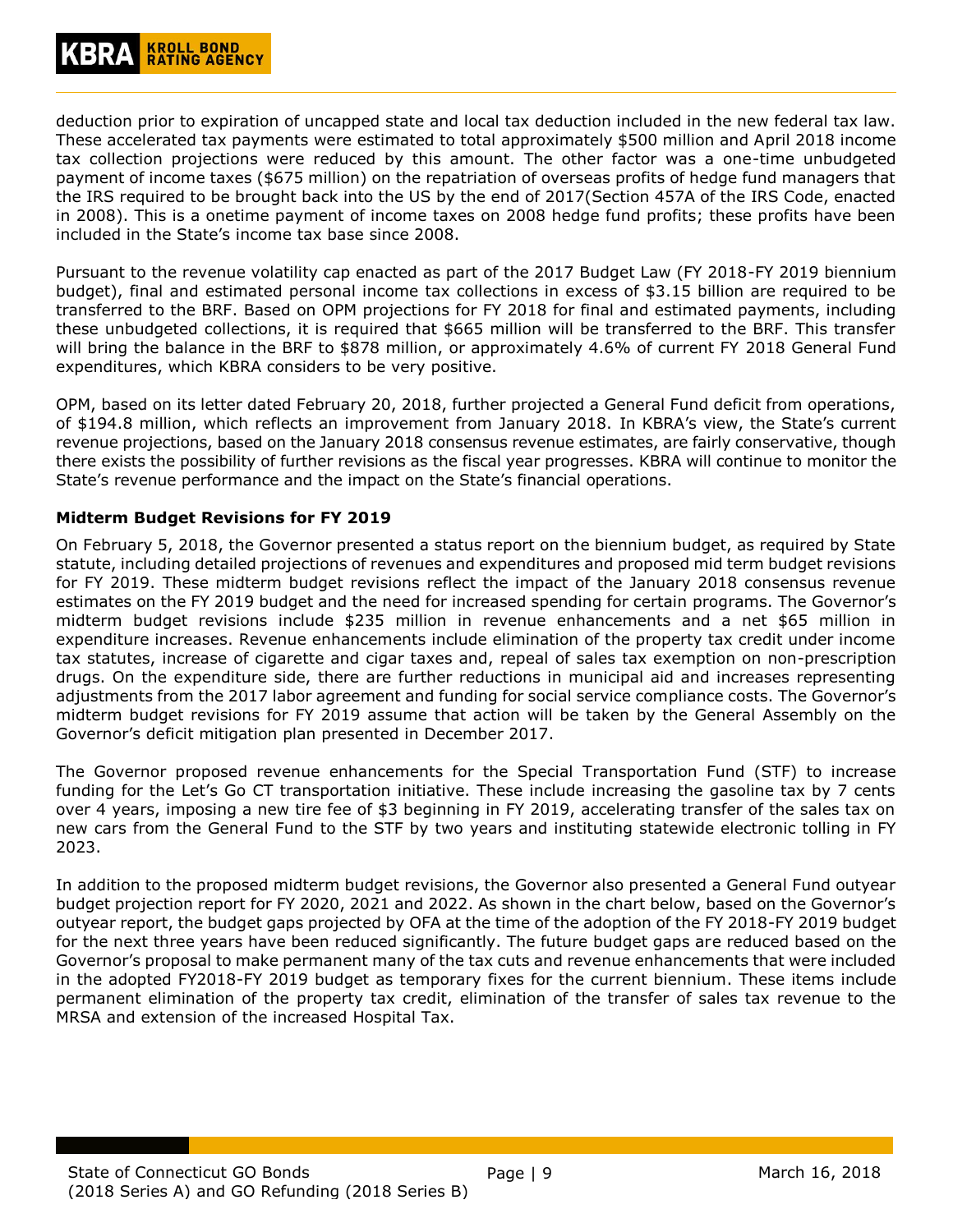deduction prior to expiration of uncapped state and local tax deduction included in the new federal tax law. These accelerated tax payments were estimated to total approximately $500 million and April 2018 income tax collection projections were reduced by this amount. The other factor was a one-time unbudgeted payment of income taxes ($675 million) on the repatriation of overseas profits of hedge fund managers that the IRS required to be brought back into the US by the end of 2017(Section 457A of the IRS Code, enacted in 2008). This is a onetime payment of income taxes on 2008 hedge fund profits; these profits have been included in the State's income tax base since 2008.

Pursuant to the revenue volatility cap enacted as part of the 2017 Budget Law (FY 2018-FY 2019 biennium budget), final and estimated personal income tax collections in excess of $3.15 billion are required to be transferred to the BRF. Based on OPM projections for FY 2018 for final and estimated payments, including these unbudgeted collections, it is required that $665 million will be transferred to the BRF. This transfer will bring the balance in the BRF to $878 million, or approximately 4.6% of current FY 2018 General Fund expenditures, which KBRA considers to be very positive.

OPM, based on its letter dated February 20, 2018, further projected a General Fund deficit from operations, of $194.8 million, which reflects an improvement from January 2018. In KBRA's view, the State's current revenue projections, based on the January 2018 consensus revenue estimates, are fairly conservative, though there exists the possibility of further revisions as the fiscal year progresses. KBRA will continue to monitor the State's revenue performance and the impact on the State's financial operations.

**Midterm Budget Revisions for FY 2019**

On February 5, 2018, the Governor presented a status report on the biennium budget, as required by State statute, including detailed projections of revenues and expenditures and proposed mid term budget revisions for FY 2019. These midterm budget revisions reflect the impact of the January 2018 consensus revenue estimates on the FY 2019 budget and the need for increased spending for certain programs. The Governor's midterm budget revisions include $235 million in revenue enhancements and a net $65 million in expenditure increases. Revenue enhancements include elimination of the property tax credit under income tax statutes, increase of cigarette and cigar taxes and, repeal of sales tax exemption on non-prescription drugs. On the expenditure side, there are further reductions in municipal aid and increases representing adjustments from the 2017 labor agreement and funding for social service compliance costs. The Governor's midterm budget revisions for FY 2019 assume that action will be taken by the General Assembly on the Governor's deficit mitigation plan presented in December 2017.

The Governor proposed revenue enhancements for the Special Transportation Fund (STF) to increase funding for the Let's Go CT transportation initiative. These include increasing the gasoline tax by 7 cents over 4 years, imposing a new tire fee of $3 beginning in FY 2019, accelerating transfer of the sales tax on new cars from the General Fund to the STF by two years and instituting statewide electronic tolling in FY 2023.

In addition to the proposed midterm budget revisions, the Governor also presented a General Fund outyear budget projection report for FY 2020, 2021 and 2022. As shown in the chart below, based on the Governor's outyear report, the budget gaps projected by OFA at the time of the adoption of the FY 2018-FY 2019 budget for the next three years have been reduced significantly. The future budget gaps are reduced based on the Governor's proposal to make permanent many of the tax cuts and revenue enhancements that were included in the adopted FY2018-FY 2019 budget as temporary fixes for the current biennium. These items include permanent elimination of the property tax credit, elimination of the transfer of sales tax revenue to the MRSA and extension of the increased Hospital Tax.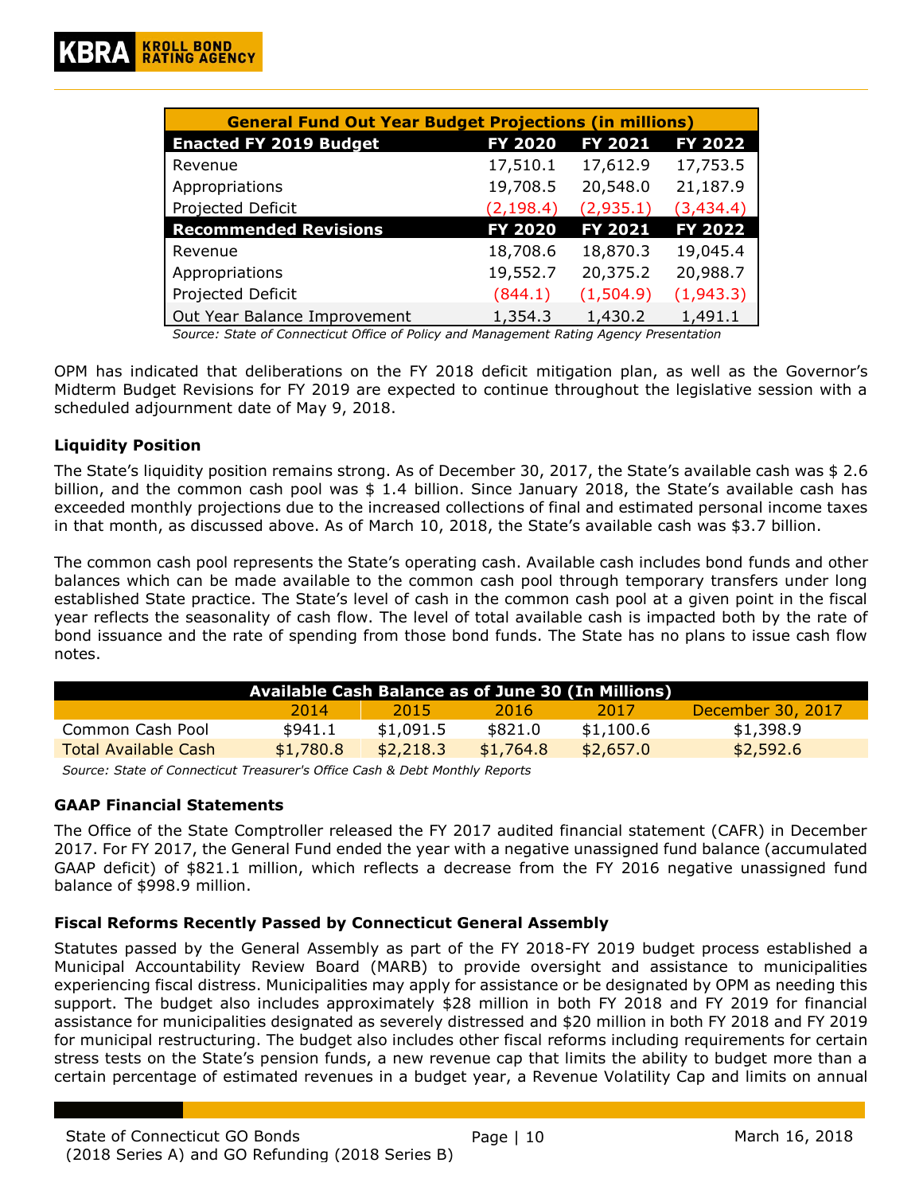| General Fund Out Year Budget Projections (in millions) | | | |
|---|---|---|---|
| **Enacted FY 2019 Budget** | **FY 2020** | **FY 2021** | **FY 2022** |
| Revenue | 17,510.1 | 17,612.9 | 17,753.5 |
| Appropriations | 19,708.5 | 20,548.0 | 21,187.9 |
| Projected Deficit | (2,198.4) | (2,935.1) | (3,434.4) |
| **Recommended Revisions** | **FY 2020** | **FY 2021** | **FY 2022** |
| Revenue | 18,708.6 | 18,870.3 | 19,045.4 |
| Appropriations | 19,552.7 | 20,375.2 | 20,988.7 |
| Projected Deficit | (844.1) | (1,504.9) | (1,943.3) |
| Out Year Balance Improvement | 1,354.3 | 1,430.2 | 1,491.1 |

*Source: State of Connecticut Office of Policy and Management Rating Agency Presentation*

OPM has indicated that deliberations on the FY 2018 deficit mitigation plan, as well as the Governor's Midterm Budget Revisions for FY 2019 are expected to continue throughout the legislative session with a scheduled adjournment date of May 9, 2018.

### Liquidity Position

The State's liquidity position remains strong. As of December 30, 2017, the State's available cash was $ 2.6 billion, and the common cash pool was $ 1.4 billion. Since January 2018, the State's available cash has exceeded monthly projections due to the increased collections of final and estimated personal income taxes in that month, as discussed above. As of March 10, 2018, the State's available cash was $3.7 billion.

The common cash pool represents the State's operating cash. Available cash includes bond funds and other balances which can be made available to the common cash pool through temporary transfers under long established State practice. The State's level of cash in the common cash pool at a given point in the fiscal year reflects the seasonality of cash flow. The level of total available cash is impacted both by the rate of bond issuance and the rate of spending from those bond funds. The State has no plans to issue cash flow notes.

| Available Cash Balance as of June 30 (In Millions) | | | | | |
|---|---|---|---|---|---|
| | 2014 | 2015 | 2016 | 2017 | December 30, 2017 |
| Common Cash Pool | $941.1 | $1,091.5 | $821.0 | $1,100.6 | $1,398.9 |
| Total Available Cash | $1,780.8 | $2,218.3 | $1,764.8 | $2,657.0 | $2,592.6 |

*Source: State of Connecticut Treasurer's Office Cash & Debt Monthly Reports*

### GAAP Financial Statements

The Office of the State Comptroller released the FY 2017 audited financial statement (CAFR) in December 2017. For FY 2017, the General Fund ended the year with a negative unassigned fund balance (accumulated GAAP deficit) of $821.1 million, which reflects a decrease from the FY 2016 negative unassigned fund balance of $998.9 million.

### Fiscal Reforms Recently Passed by Connecticut General Assembly

Statutes passed by the General Assembly as part of the FY 2018-FY 2019 budget process established a Municipal Accountability Review Board (MARB) to provide oversight and assistance to municipalities experiencing fiscal distress. Municipalities may apply for assistance or be designated by OPM as needing this support. The budget also includes approximately $28 million in both FY 2018 and FY 2019 for financial assistance for municipalities designated as severely distressed and $20 million in both FY 2018 and FY 2019 for municipal restructuring. The budget also includes other fiscal reforms including requirements for certain stress tests on the State's pension funds, a new revenue cap that limits the ability to budget more than a certain percentage of estimated revenues in a budget year, a Revenue Volatility Cap and limits on annual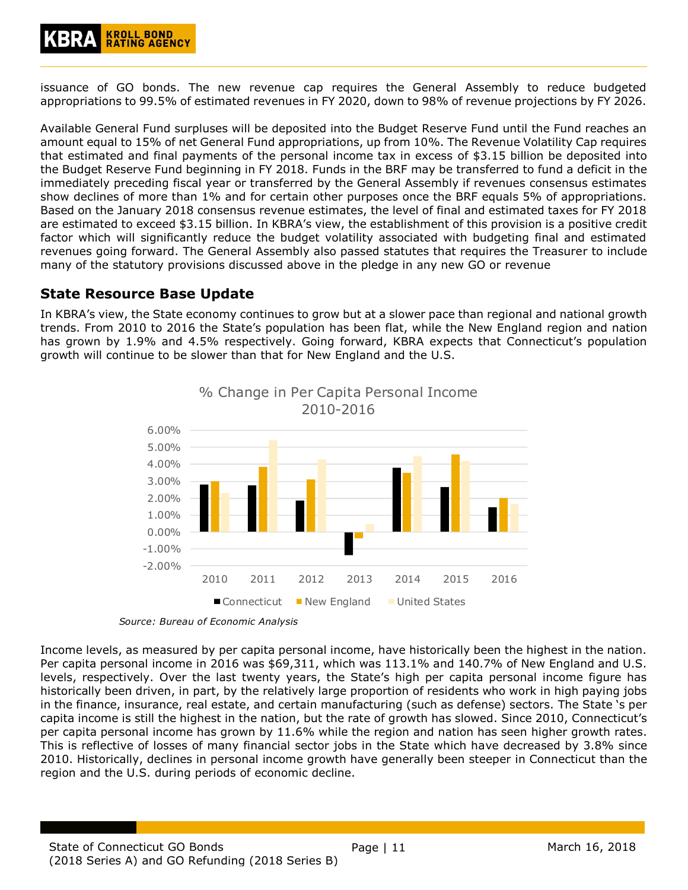issuance of GO bonds. The new revenue cap requires the General Assembly to reduce budgeted appropriations to 99.5% of estimated revenues in FY 2020, down to 98% of revenue projections by FY 2026.

Available General Fund surpluses will be deposited into the Budget Reserve Fund until the Fund reaches an amount equal to 15% of net General Fund appropriations, up from 10%. The Revenue Volatility Cap requires that estimated and final payments of the personal income tax in excess of $3.15 billion be deposited into the Budget Reserve Fund beginning in FY 2018. Funds in the BRF may be transferred to fund a deficit in the immediately preceding fiscal year or transferred by the General Assembly if revenues consensus estimates show declines of more than 1% and for certain other purposes once the BRF equals 5% of appropriations. Based on the January 2018 consensus revenue estimates, the level of final and estimated taxes for FY 2018 are estimated to exceed $3.15 billion. In KBRA's view, the establishment of this provision is a positive credit factor which will significantly reduce the budget volatility associated with budgeting final and estimated revenues going forward. The General Assembly also passed statutes that requires the Treasurer to include many of the statutory provisions discussed above in the pledge in any new GO or revenue

## State Resource Base Update

In KBRA's view, the State economy continues to grow but at a slower pace than regional and national growth trends. From 2010 to 2016 the State's population has been flat, while the New England region and nation has grown by 1.9% and 4.5% respectively. Going forward, KBRA expects that Connecticut's population growth will continue to be slower than that for New England and the U.S.

% Change in Per Capita Personal Income 2010-2016

*Source: Bureau of Economic Analysis*

Income levels, as measured by per capita personal income, have historically been the highest in the nation. Per capita personal income in 2016 was $69,311, which was 113.1% and 140.7% of New England and U.S. levels, respectively. Over the last twenty years, the State's high per capita personal income figure has historically been driven, in part, by the relatively large proportion of residents who work in high paying jobs in the finance, insurance, real estate, and certain manufacturing (such as defense) sectors. The State 's per capita income is still the highest in the nation, but the rate of growth has slowed. Since 2010, Connecticut's per capita personal income has grown by 11.6% while the region and nation has seen higher growth rates. This is reflective of losses of many financial sector jobs in the State which have decreased by 3.8% since 2010. Historically, declines in personal income growth have generally been steeper in Connecticut than the region and the U.S. during periods of economic decline.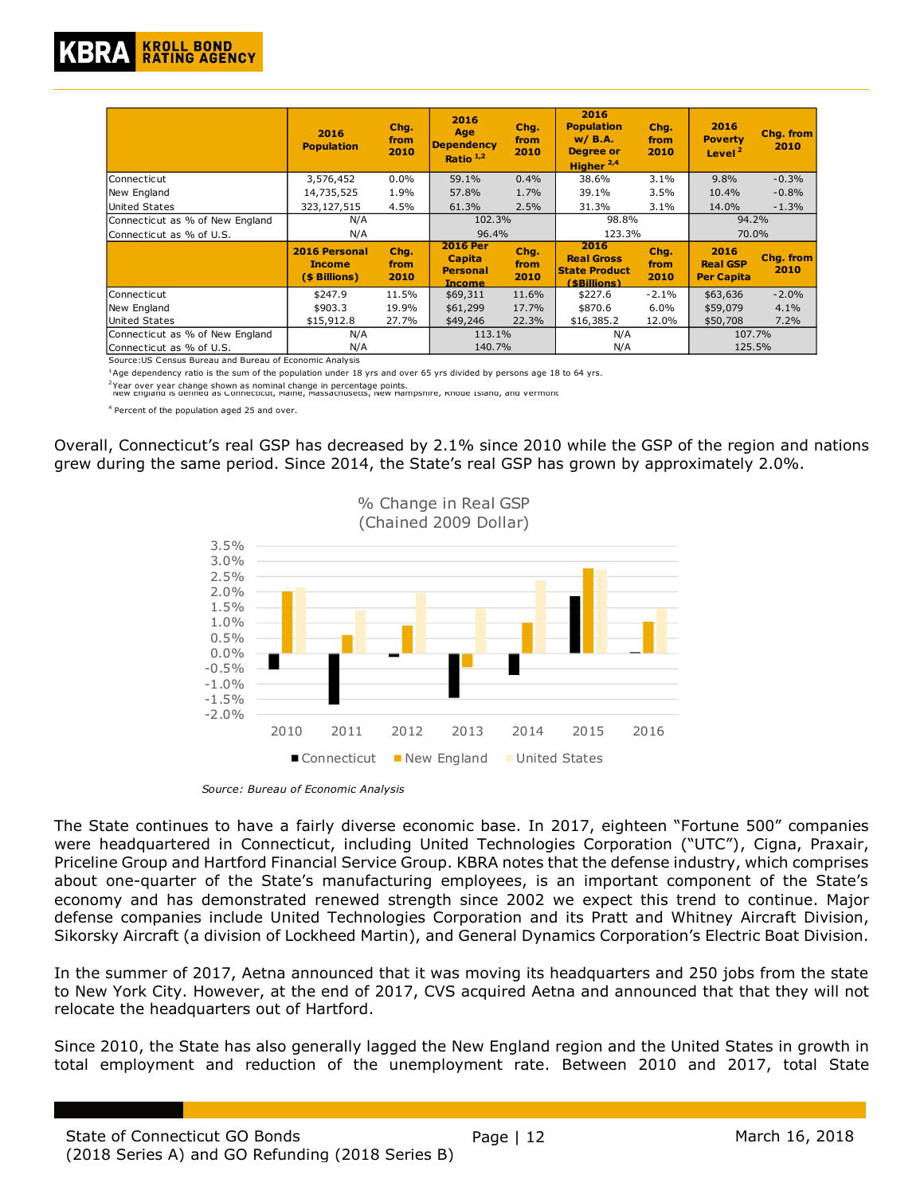| | 2016 Population | Chg. from 2010 | 2016 Age Dependency Ratio [1,2] | Chg. from 2010 | 2016 Population w/ B.A. Degree or Higher [2,4] | Chg. from 2010 | 2016 Poverty Level [2] | Chg. from 2010 |
|---|---|---|---|---|---|---|---|---|
| Connecticut | 3,576,452 | 0.0% | 59.1% | 0.4% | 38.6% | 3.1% | 9.8% | -0.3% |
| New England | 14,735,525 | 1.9% | 57.8% | 1.7% | 39.1% | 3.5% | 10.4% | -0.8% |
| United States | 323,127,515 | 4.5% | 61.3% | 2.5% | 31.3% | 3.1% | 14.0% | -1.3% |
| Connecticut as % of New England | N/A | | 102.3% | | 98.8% | | 94.2% | |
| Connecticut as % of U.S. | N/A | | 96.4% | | 123.3% | | 70.0% | |
| | **2016 Personal Income ($ Billions)** | **Chg. from 2010** | **2016 Per Capita Personal Income** | **Chg. from 2010** | **2016 Real Gross State Product ($Billions)** | **Chg. from 2010** | **2016 Real GSP Per Capita** | **Chg. from 2010** |
| Connecticut | $247.9 | 11.5% | $69,311 | 11.6% | $227.6 | -2.1% | $63,636 | -2.0% |
| New England | $903.3 | 19.9% | $61,299 | 17.7% | $870.6 | 6.0% | $59,079 | 4.1% |
| United States | $15,912.8 | 27.7% | $49,246 | 22.3% | $16,385.2 | 12.0% | $50,708 | 7.2% |
| Connecticut as % of New England | N/A | | 113.1% | | N/A | | 107.7% | |
| Connecticut as % of U.S. | N/A | | 140.7% | | N/A | | 125.5% | |

Source:US Census Bureau and Bureau of Economic Analysis

[1]Age dependency ratio is the sum of the population under 18 yrs and over 65 yrs divided by persons age 18 to 64 yrs.

[2]Year over year change shown as nominal change in percentage points.

New England is defined as Connecticut, Maine, Massachusetts, New Hampshire, Rhode Island, and Vermont

[4] Percent of the population aged 25 and over.

Overall, Connecticut's real GSP has decreased by 2.1% since 2010 while the GSP of the region and nations grew during the same period. Since 2014, the State's real GSP has grown by approximately 2.0%.

% Change in Real GSP (Chained 2009 Dollar)

*Source: Bureau of Economic Analysis*

The State continues to have a fairly diverse economic base. In 2017, eighteen "Fortune 500" companies were headquartered in Connecticut, including United Technologies Corporation ("UTC"), Cigna, Praxair, Priceline Group and Hartford Financial Service Group. KBRA notes that the defense industry, which comprises about one-quarter of the State's manufacturing employees, is an important component of the State's economy and has demonstrated renewed strength since 2002 we expect this trend to continue. Major defense companies include United Technologies Corporation and its Pratt and Whitney Aircraft Division, Sikorsky Aircraft (a division of Lockheed Martin), and General Dynamics Corporation's Electric Boat Division.

In the summer of 2017, Aetna announced that it was moving its headquarters and 250 jobs from the state to New York City. However, at the end of 2017, CVS acquired Aetna and announced that that they will not relocate the headquarters out of Hartford.

Since 2010, the State has also generally lagged the New England region and the United States in growth in total employment and reduction of the unemployment rate. Between 2010 and 2017, total State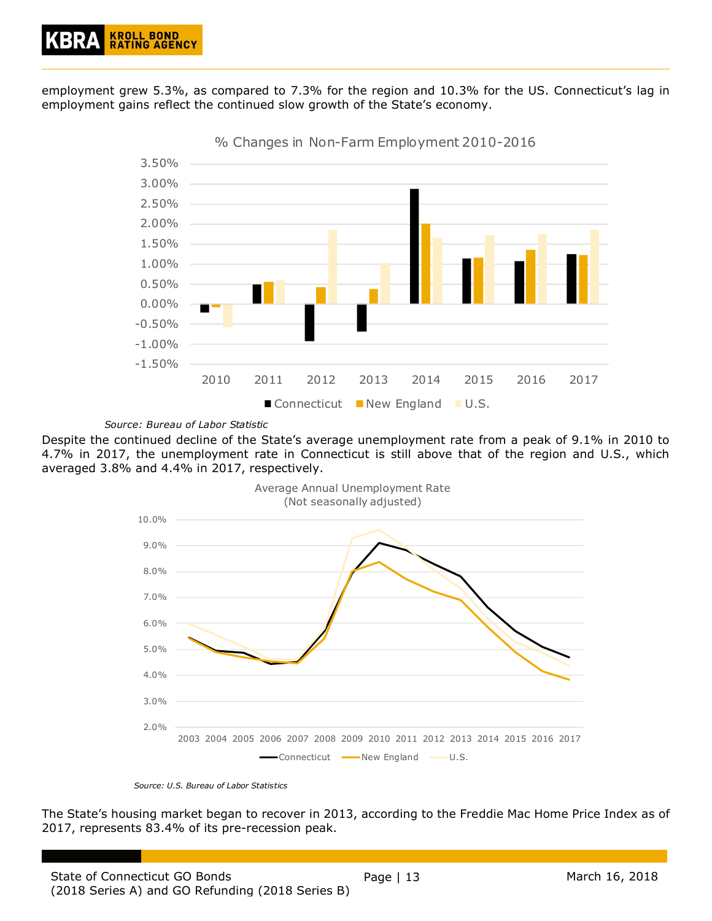employment grew 5.3%, as compared to 7.3% for the region and 10.3% for the US. Connecticut's lag in employment gains reflect the continued slow growth of the State's economy.

*Source: Bureau of Labor Statistic*

Despite the continued decline of the State's average unemployment rate from a peak of 9.1% in 2010 to 4.7% in 2017, the unemployment rate in Connecticut is still above that of the region and U.S., which averaged 3.8% and 4.4% in 2017, respectively.

*Source: U.S. Bureau of Labor Statistics*

The State's housing market began to recover in 2013, according to the Freddie Mac Home Price Index as of 2017, represents 83.4% of its pre-recession peak.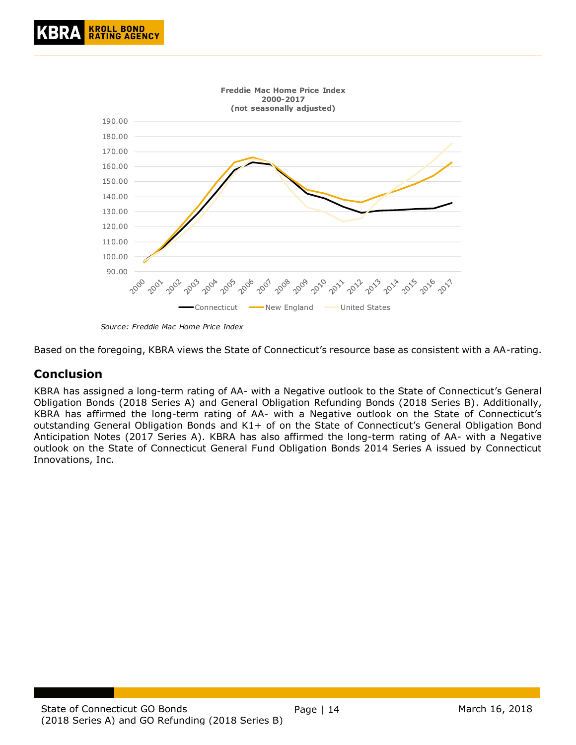**Freddie Mac Home Price Index**
**2000-2017**
**(not seasonally adjusted)**

*Source: Freddie Mac Home Price Index*

Based on the foregoing, KBRA views the State of Connecticut's resource base as consistent with a AA-rating.

## Conclusion

KBRA has assigned a long-term rating of AA- with a Negative outlook to the State of Connecticut's General Obligation Bonds (2018 Series A) and General Obligation Refunding Bonds (2018 Series B). Additionally, KBRA has affirmed the long-term rating of AA- with a Negative outlook on the State of Connecticut's outstanding General Obligation Bonds and K1+ of on the State of Connecticut's General Obligation Bond Anticipation Notes (2017 Series A). KBRA has also affirmed the long-term rating of AA- with a Negative outlook on the State of Connecticut General Fund Obligation Bonds 2014 Series A issued by Connecticut Innovations, Inc.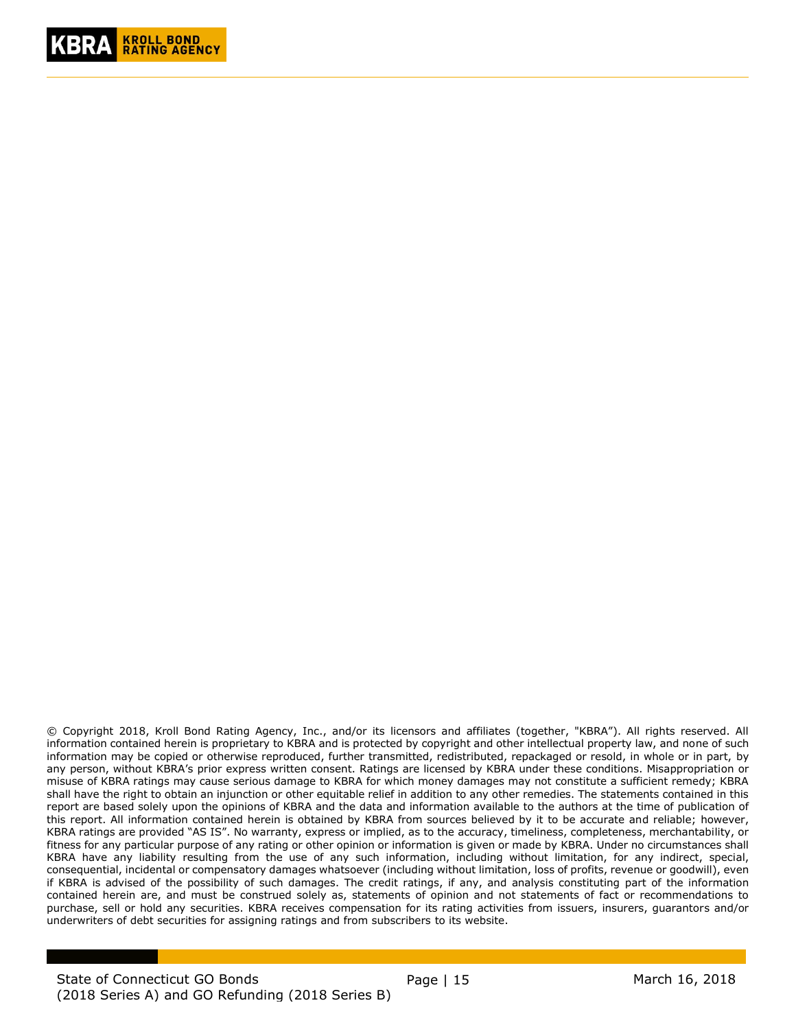© Copyright 2018, Kroll Bond Rating Agency, Inc., and/or its licensors and affiliates (together, "KBRA"). All rights reserved. All information contained herein is proprietary to KBRA and is protected by copyright and other intellectual property law, and none of such information may be copied or otherwise reproduced, further transmitted, redistributed, repackaged or resold, in whole or in part, by any person, without KBRA's prior express written consent. Ratings are licensed by KBRA under these conditions. Misappropriation or misuse of KBRA ratings may cause serious damage to KBRA for which money damages may not constitute a sufficient remedy; KBRA shall have the right to obtain an injunction or other equitable relief in addition to any other remedies. The statements contained in this report are based solely upon the opinions of KBRA and the data and information available to the authors at the time of publication of this report. All information contained herein is obtained by KBRA from sources believed by it to be accurate and reliable; however, KBRA ratings are provided "AS IS". No warranty, express or implied, as to the accuracy, timeliness, completeness, merchantability, or fitness for any particular purpose of any rating or other opinion or information is given or made by KBRA. Under no circumstances shall KBRA have any liability resulting from the use of any such information, including without limitation, for any indirect, special, consequential, incidental or compensatory damages whatsoever (including without limitation, loss of profits, revenue or goodwill), even if KBRA is advised of the possibility of such damages. The credit ratings, if any, and analysis constituting part of the information contained herein are, and must be construed solely as, statements of opinion and not statements of fact or recommendations to purchase, sell or hold any securities. KBRA receives compensation for its rating activities from issuers, insurers, guarantors and/or underwriters of debt securities for assigning ratings and from subscribers to its website.